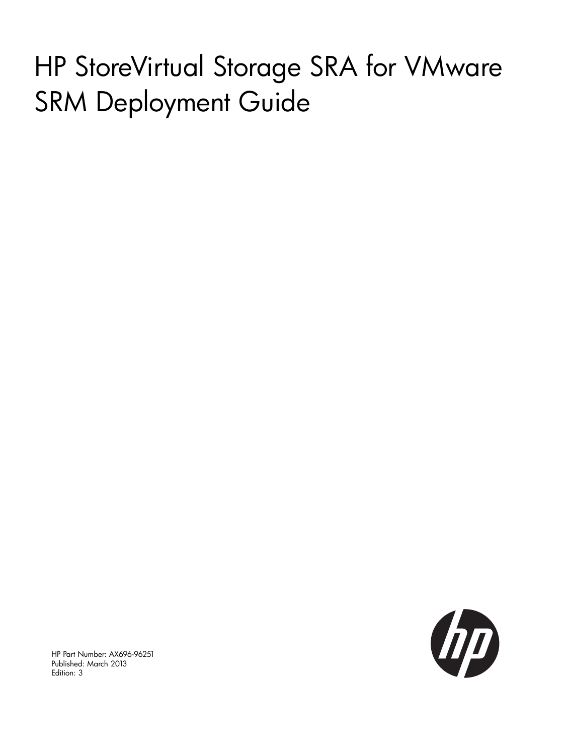# HP StoreVirtual Storage SRA for VMware SRM Deployment Guide

HP Part Number: AX696-96251
Published: March 2013
Edition: 3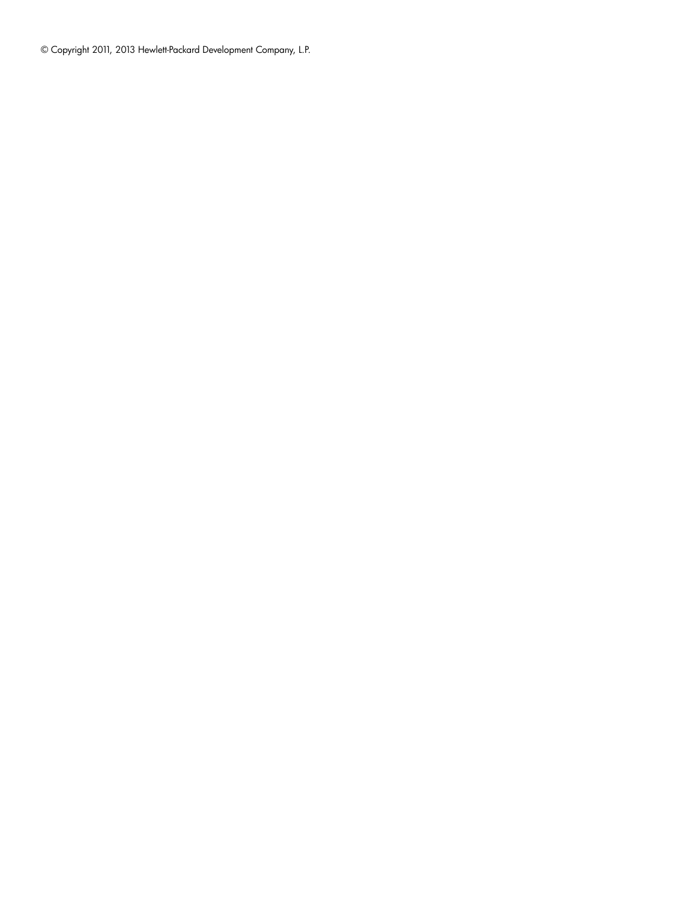© Copyright 2011, 2013 Hewlett-Packard Development Company, L.P.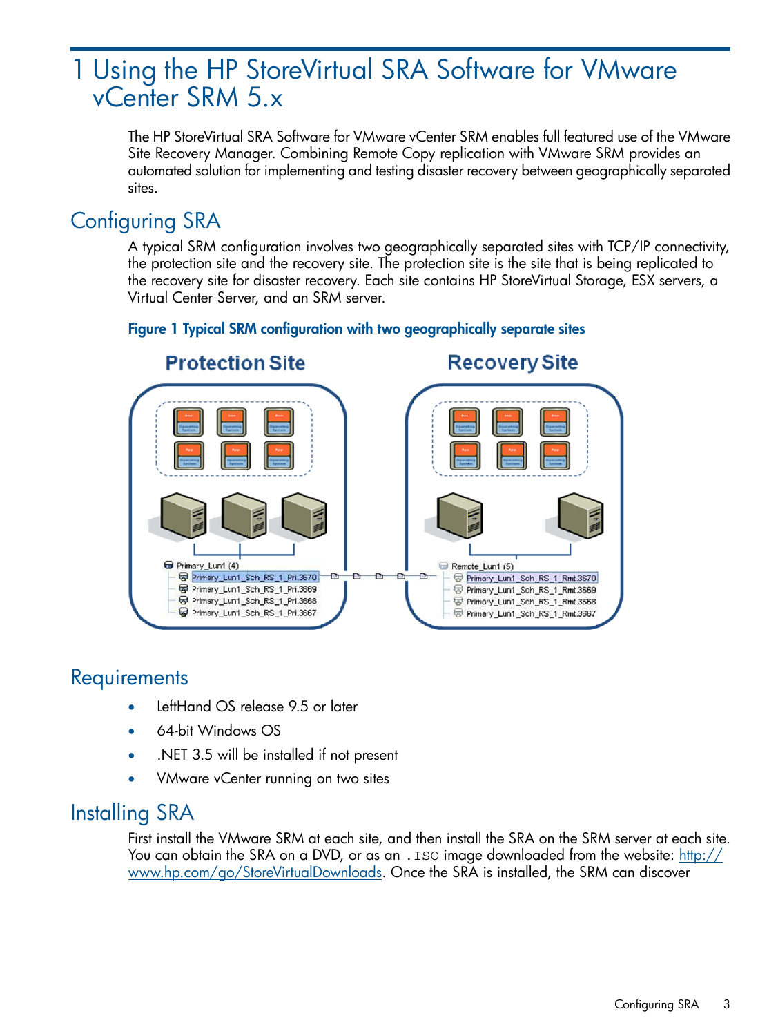# 1 Using the HP StoreVirtual SRA Software for VMware vCenter SRM 5.x

The HP StoreVirtual SRA Software for VMware vCenter SRM enables full featured use of the VMware Site Recovery Manager. Combining Remote Copy replication with VMware SRM provides an automated solution for implementing and testing disaster recovery between geographically separated sites.

## Configuring SRA

A typical SRM configuration involves two geographically separated sites with TCP/IP connectivity, the protection site and the recovery site. The protection site is the site that is being replicated to the recovery site for disaster recovery. Each site contains HP StoreVirtual Storage, ESX servers, a Virtual Center Server, and an SRM server.

**Figure 1 Typical SRM configuration with two geographically separate sites**

Protection Site

Recovery Site

Primary_Lun1 (4)

Primary_Lun1_Sch_RS_1_Pri.3670

Primary_Lun1_Sch_RS_1_Pri.3669

Primary_Lun1_Sch_RS_1_Pri.3668

Primary_Lun1_Sch_RS_1_Pri.3667

Remote_Lun1 (5)

Primary_Lun1_Sch_RS_1_Rmt.3670

Primary_Lun1_Sch_RS_1_Rmt.3669

Primary_Lun1_Sch_RS_1_Rmt.3668

Primary_Lun1_Sch_RS_1_Rmt.3667

## Requirements

- LeftHand OS release 9.5 or later
- 64-bit Windows OS
- .NET 3.5 will be installed if not present
- VMware vCenter running on two sites

## Installing SRA

First install the VMware SRM at each site, and then install the SRA on the SRM server at each site. You can obtain the SRA on a DVD, or as an `.ISO` image downloaded from the website: http://www.hp.com/go/StoreVirtualDownloads. Once the SRA is installed, the SRM can discover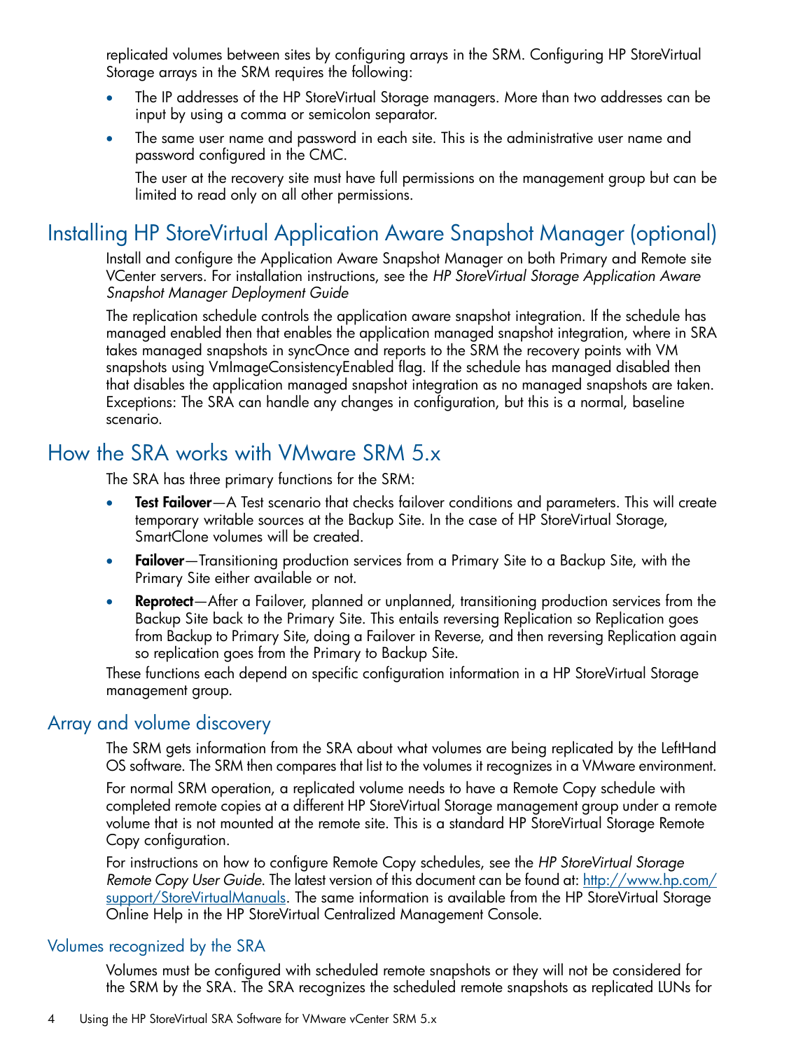replicated volumes between sites by configuring arrays in the SRM. Configuring HP StoreVirtual Storage arrays in the SRM requires the following:

- The IP addresses of the HP StoreVirtual Storage managers. More than two addresses can be input by using a comma or semicolon separator.
- The same user name and password in each site. This is the administrative user name and password configured in the CMC.

  The user at the recovery site must have full permissions on the management group but can be limited to read only on all other permissions.

# Installing HP StoreVirtual Application Aware Snapshot Manager (optional)

Install and configure the Application Aware Snapshot Manager on both Primary and Remote site VCenter servers. For installation instructions, see the *HP StoreVirtual Storage Application Aware Snapshot Manager Deployment Guide*

The replication schedule controls the application aware snapshot integration. If the schedule has managed enabled then that enables the application managed snapshot integration, where in SRA takes managed snapshots in syncOnce and reports to the SRM the recovery points with VM snapshots using VmImageConsistencyEnabled flag. If the schedule has managed disabled then that disables the application managed snapshot integration as no managed snapshots are taken. Exceptions: The SRA can handle any changes in configuration, but this is a normal, baseline scenario.

# How the SRA works with VMware SRM 5.x

The SRA has three primary functions for the SRM:

- **Test Failover**—A Test scenario that checks failover conditions and parameters. This will create temporary writable sources at the Backup Site. In the case of HP StoreVirtual Storage, SmartClone volumes will be created.
- **Failover**—Transitioning production services from a Primary Site to a Backup Site, with the Primary Site either available or not.
- **Reprotect**—After a Failover, planned or unplanned, transitioning production services from the Backup Site back to the Primary Site. This entails reversing Replication so Replication goes from Backup to Primary Site, doing a Failover in Reverse, and then reversing Replication again so replication goes from the Primary to Backup Site.

These functions each depend on specific configuration information in a HP StoreVirtual Storage management group.

## Array and volume discovery

The SRM gets information from the SRA about what volumes are being replicated by the LeftHand OS software. The SRM then compares that list to the volumes it recognizes in a VMware environment.

For normal SRM operation, a replicated volume needs to have a Remote Copy schedule with completed remote copies at a different HP StoreVirtual Storage management group under a remote volume that is not mounted at the remote site. This is a standard HP StoreVirtual Storage Remote Copy configuration.

For instructions on how to configure Remote Copy schedules, see the *HP StoreVirtual Storage Remote Copy User Guide*. The latest version of this document can be found at: [http://www.hp.com/support/StoreVirtualManuals](http://www.hp.com/support/StoreVirtualManuals). The same information is available from the HP StoreVirtual Storage Online Help in the HP StoreVirtual Centralized Management Console.

### Volumes recognized by the SRA

Volumes must be configured with scheduled remote snapshots or they will not be considered for the SRM by the SRA. The SRA recognizes the scheduled remote snapshots as replicated LUNs for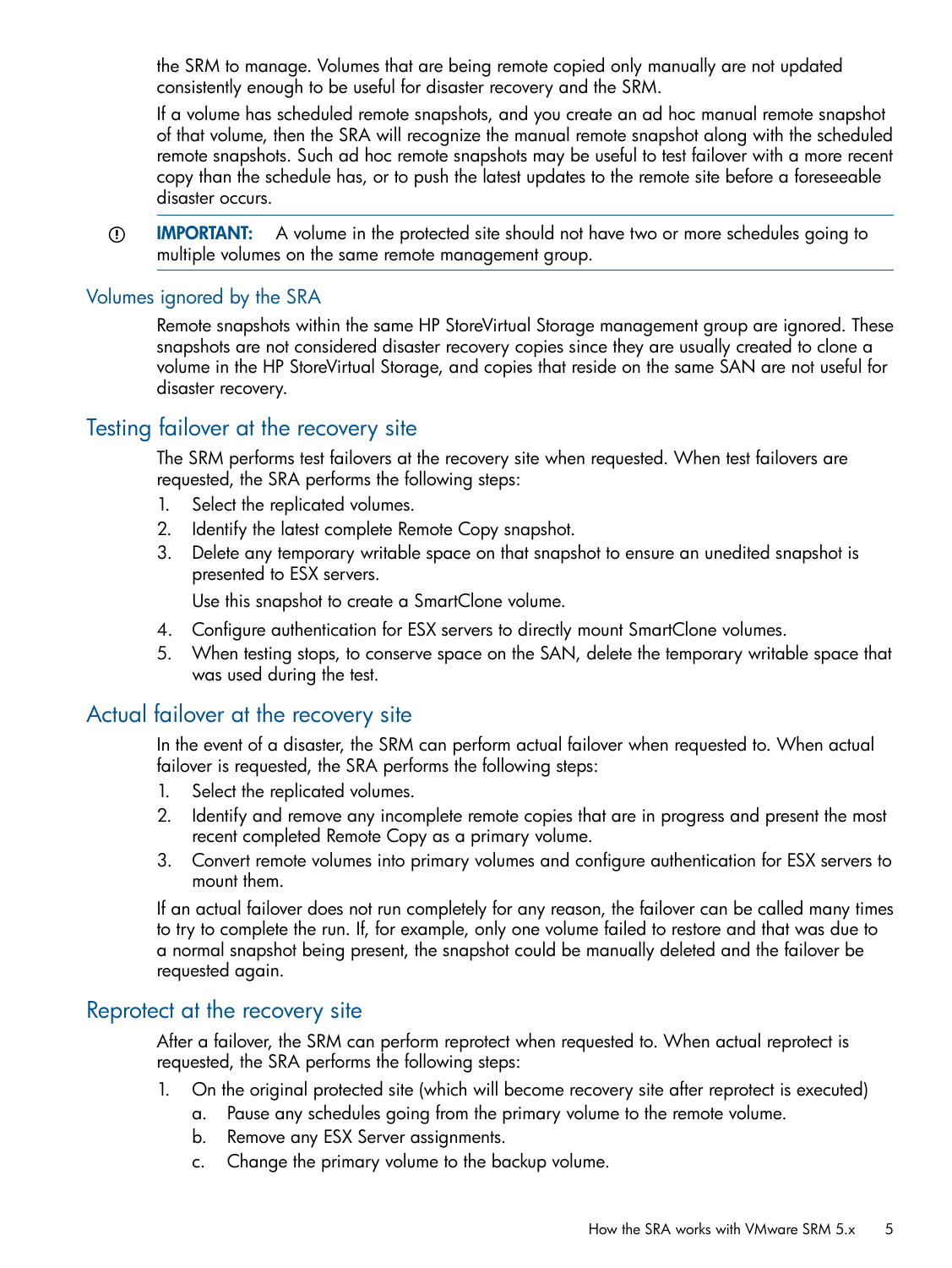the SRM to manage. Volumes that are being remote copied only manually are not updated consistently enough to be useful for disaster recovery and the SRM.

If a volume has scheduled remote snapshots, and you create an ad hoc manual remote snapshot of that volume, then the SRA will recognize the manual remote snapshot along with the scheduled remote snapshots. Such ad hoc remote snapshots may be useful to test failover with a more recent copy than the schedule has, or to push the latest updates to the remote site before a foreseeable disaster occurs.

**IMPORTANT:** A volume in the protected site should not have two or more schedules going to multiple volumes on the same remote management group.

### Volumes ignored by the SRA

Remote snapshots within the same HP StoreVirtual Storage management group are ignored. These snapshots are not considered disaster recovery copies since they are usually created to clone a volume in the HP StoreVirtual Storage, and copies that reside on the same SAN are not useful for disaster recovery.

## Testing failover at the recovery site

The SRM performs test failovers at the recovery site when requested. When test failovers are requested, the SRA performs the following steps:

1. Select the replicated volumes.
2. Identify the latest complete Remote Copy snapshot.
3. Delete any temporary writable space on that snapshot to ensure an unedited snapshot is presented to ESX servers.

   Use this snapshot to create a SmartClone volume.
4. Configure authentication for ESX servers to directly mount SmartClone volumes.
5. When testing stops, to conserve space on the SAN, delete the temporary writable space that was used during the test.

## Actual failover at the recovery site

In the event of a disaster, the SRM can perform actual failover when requested to. When actual failover is requested, the SRA performs the following steps:

1. Select the replicated volumes.
2. Identify and remove any incomplete remote copies that are in progress and present the most recent completed Remote Copy as a primary volume.
3. Convert remote volumes into primary volumes and configure authentication for ESX servers to mount them.

If an actual failover does not run completely for any reason, the failover can be called many times to try to complete the run. If, for example, only one volume failed to restore and that was due to a normal snapshot being present, the snapshot could be manually deleted and the failover be requested again.

## Reprotect at the recovery site

After a failover, the SRM can perform reprotect when requested to. When actual reprotect is requested, the SRA performs the following steps:

1. On the original protected site (which will become recovery site after reprotect is executed)
   a. Pause any schedules going from the primary volume to the remote volume.
   b. Remove any ESX Server assignments.
   c. Change the primary volume to the backup volume.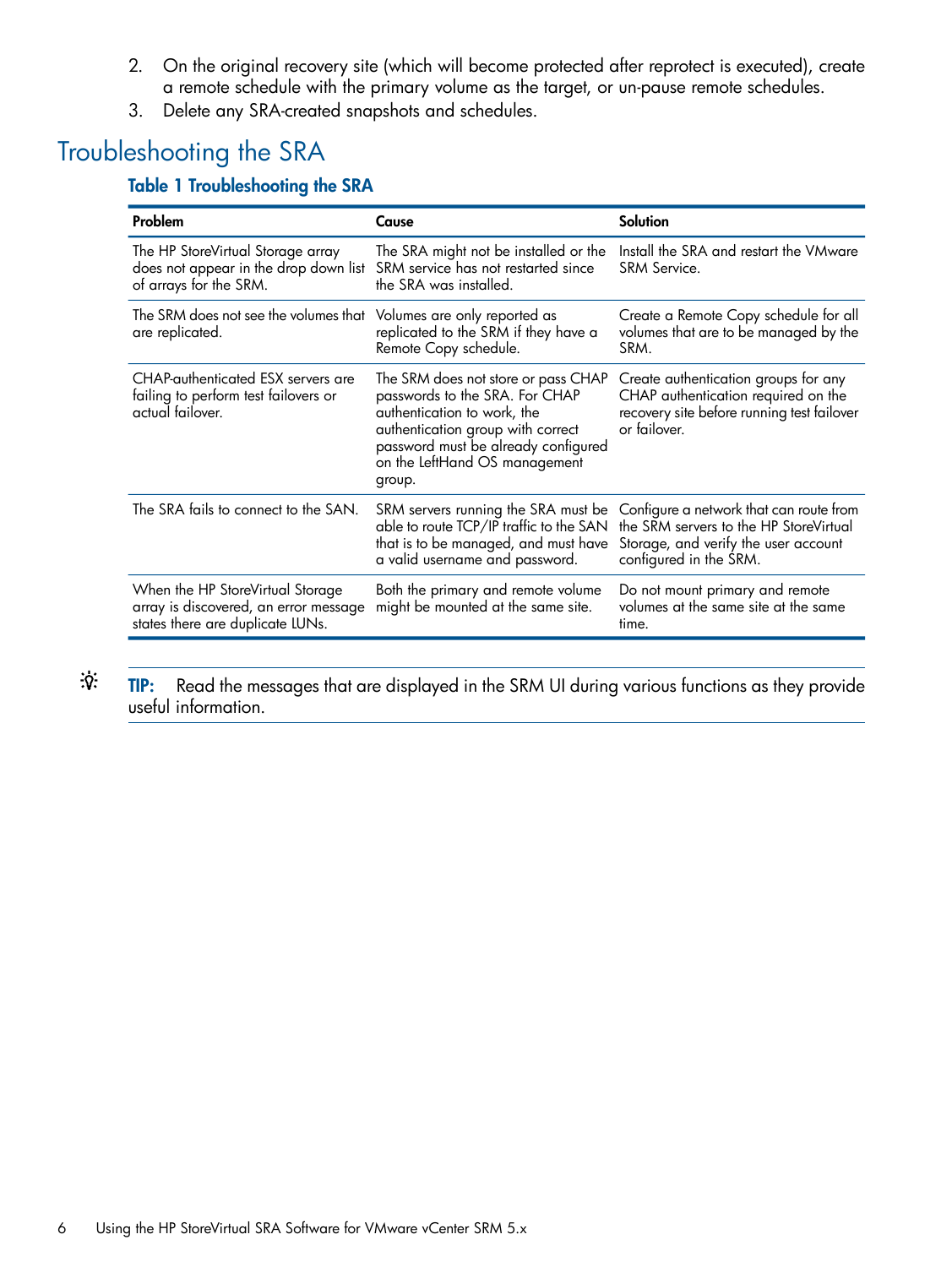2. On the original recovery site (which will become protected after reprotect is executed), create a remote schedule with the primary volume as the target, or un-pause remote schedules.
3. Delete any SRA-created snapshots and schedules.

# Troubleshooting the SRA

**Table 1 Troubleshooting the SRA**

| Problem | Cause | Solution |
|---|---|---|
| The HP StoreVirtual Storage array does not appear in the drop down list of arrays for the SRM. | The SRA might not be installed or the SRM service has not restarted since the SRA was installed. | Install the SRA and restart the VMware SRM Service. |
| The SRM does not see the volumes that are replicated. | Volumes are only reported as replicated to the SRM if they have a Remote Copy schedule. | Create a Remote Copy schedule for all volumes that are to be managed by the SRM. |
| CHAP-authenticated ESX servers are failing to perform test failovers or actual failover. | The SRM does not store or pass CHAP passwords to the SRA. For CHAP authentication to work, the authentication group with correct password must be already configured on the LeftHand OS management group. | Create authentication groups for any CHAP authentication required on the recovery site before running test failover or failover. |
| The SRA fails to connect to the SAN. | SRM servers running the SRA must be able to route TCP/IP traffic to the SAN that is to be managed, and must have a valid username and password. | Configure a network that can route from the SRM servers to the HP StoreVirtual Storage, and verify the user account configured in the SRM. |
| When the HP StoreVirtual Storage array is discovered, an error message states there are duplicate LUNs. | Both the primary and remote volume might be mounted at the same site. | Do not mount primary and remote volumes at the same site at the same time. |

**TIP:** Read the messages that are displayed in the SRM UI during various functions as they provide useful information.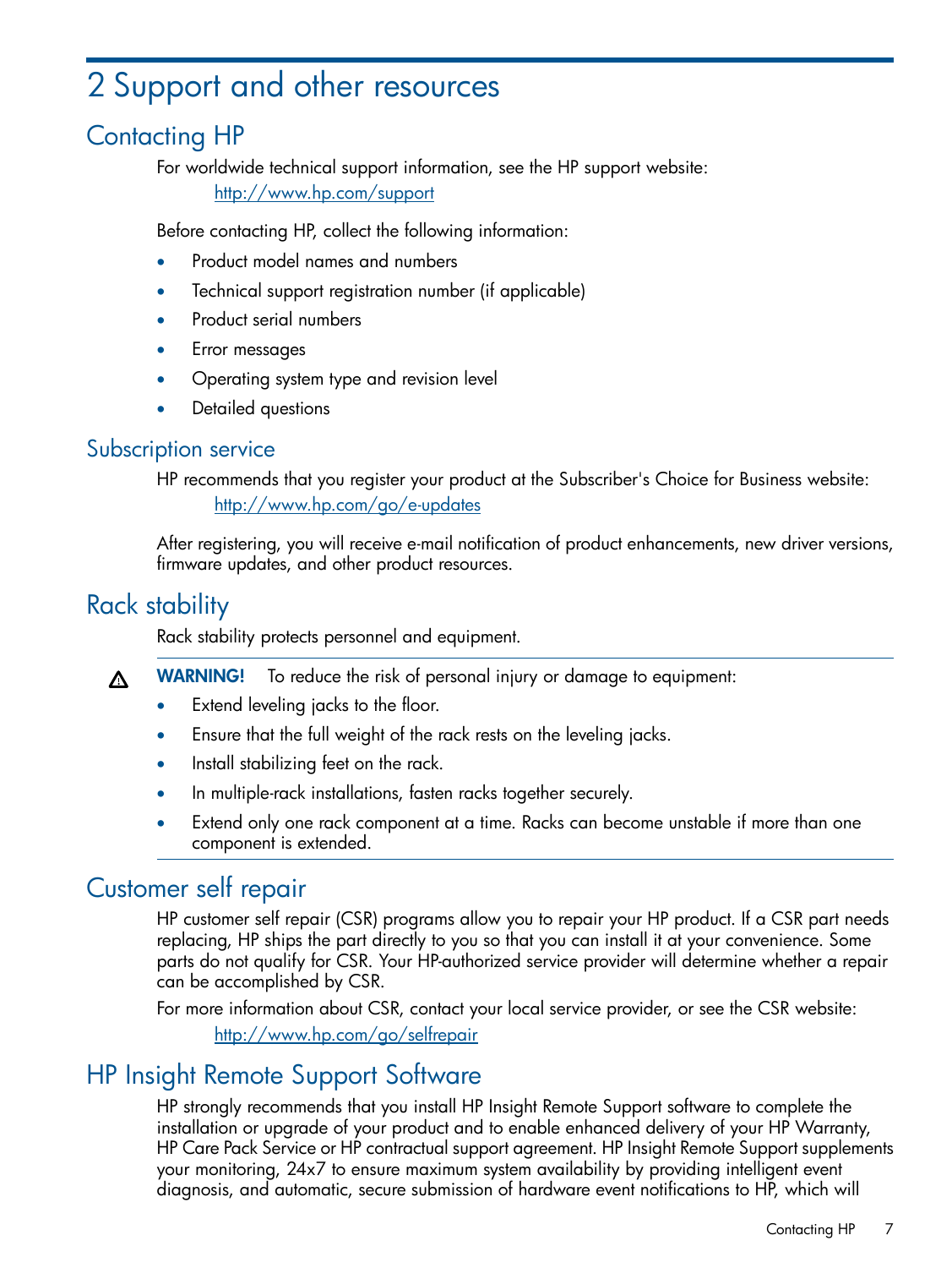# 2 Support and other resources

## Contacting HP

For worldwide technical support information, see the HP support website:

http://www.hp.com/support

Before contacting HP, collect the following information:

- Product model names and numbers
- Technical support registration number (if applicable)
- Product serial numbers
- Error messages
- Operating system type and revision level
- Detailed questions

### Subscription service

HP recommends that you register your product at the Subscriber's Choice for Business website:

http://www.hp.com/go/e-updates

After registering, you will receive e-mail notification of product enhancements, new driver versions, firmware updates, and other product resources.

## Rack stability

Rack stability protects personnel and equipment.

⚠ **WARNING!** To reduce the risk of personal injury or damage to equipment:

- Extend leveling jacks to the floor.
- Ensure that the full weight of the rack rests on the leveling jacks.
- Install stabilizing feet on the rack.
- In multiple-rack installations, fasten racks together securely.
- Extend only one rack component at a time. Racks can become unstable if more than one component is extended.

## Customer self repair

HP customer self repair (CSR) programs allow you to repair your HP product. If a CSR part needs replacing, HP ships the part directly to you so that you can install it at your convenience. Some parts do not qualify for CSR. Your HP-authorized service provider will determine whether a repair can be accomplished by CSR.

For more information about CSR, contact your local service provider, or see the CSR website:

http://www.hp.com/go/selfrepair

## HP Insight Remote Support Software

HP strongly recommends that you install HP Insight Remote Support software to complete the installation or upgrade of your product and to enable enhanced delivery of your HP Warranty, HP Care Pack Service or HP contractual support agreement. HP Insight Remote Support supplements your monitoring, 24x7 to ensure maximum system availability by providing intelligent event diagnosis, and automatic, secure submission of hardware event notifications to HP, which will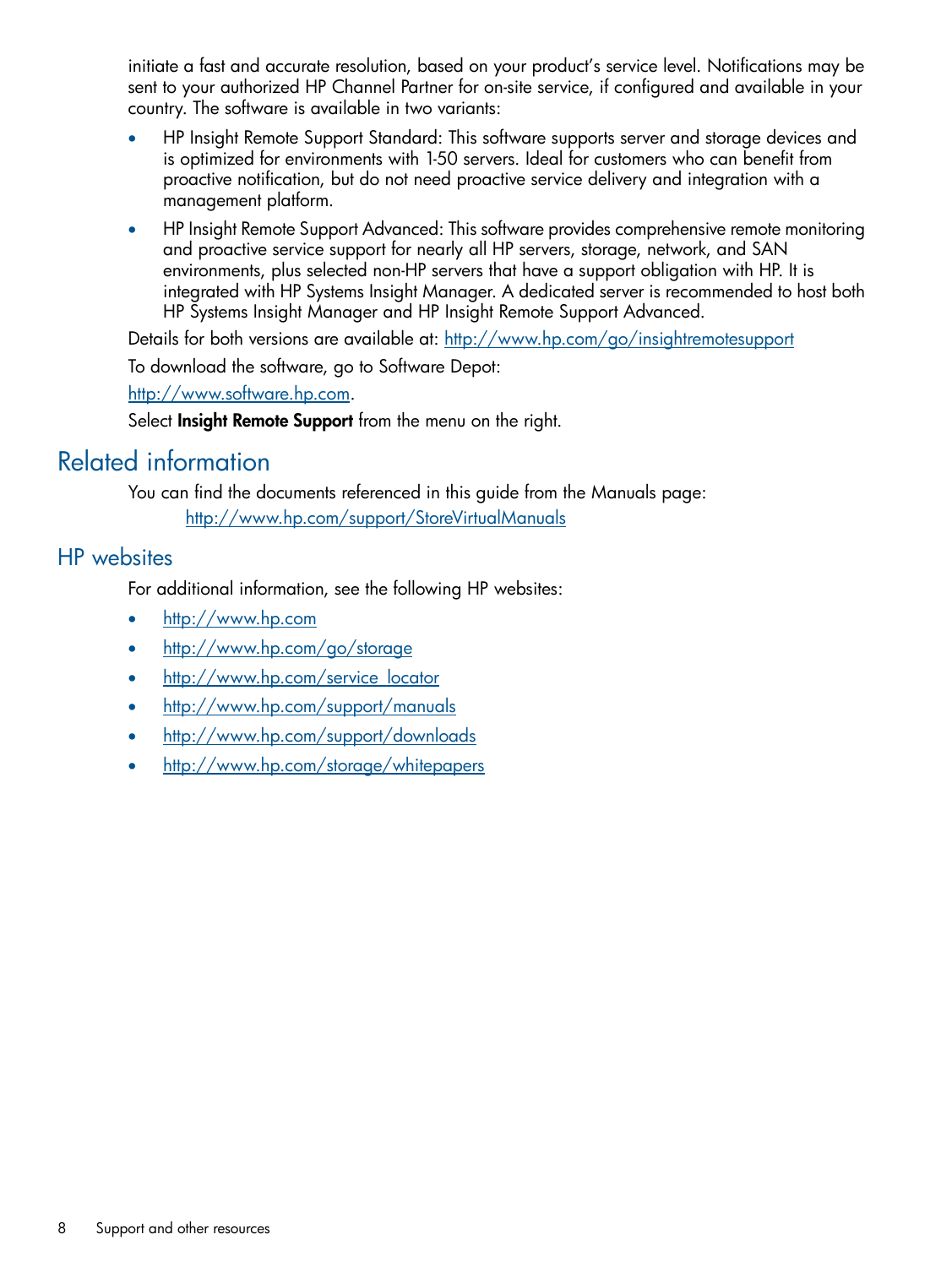initiate a fast and accurate resolution, based on your product's service level. Notifications may be sent to your authorized HP Channel Partner for on-site service, if configured and available in your country. The software is available in two variants:

- HP Insight Remote Support Standard: This software supports server and storage devices and is optimized for environments with 1-50 servers. Ideal for customers who can benefit from proactive notification, but do not need proactive service delivery and integration with a management platform.
- HP Insight Remote Support Advanced: This software provides comprehensive remote monitoring and proactive service support for nearly all HP servers, storage, network, and SAN environments, plus selected non-HP servers that have a support obligation with HP. It is integrated with HP Systems Insight Manager. A dedicated server is recommended to host both HP Systems Insight Manager and HP Insight Remote Support Advanced.

Details for both versions are available at: http://www.hp.com/go/insightremotesupport

To download the software, go to Software Depot:

http://www.software.hp.com.

Select **Insight Remote Support** from the menu on the right.

# Related information

You can find the documents referenced in this guide from the Manuals page:

http://www.hp.com/support/StoreVirtualManuals

## HP websites

For additional information, see the following HP websites:

- http://www.hp.com
- http://www.hp.com/go/storage
- http://www.hp.com/service_locator
- http://www.hp.com/support/manuals
- http://www.hp.com/support/downloads
- http://www.hp.com/storage/whitepapers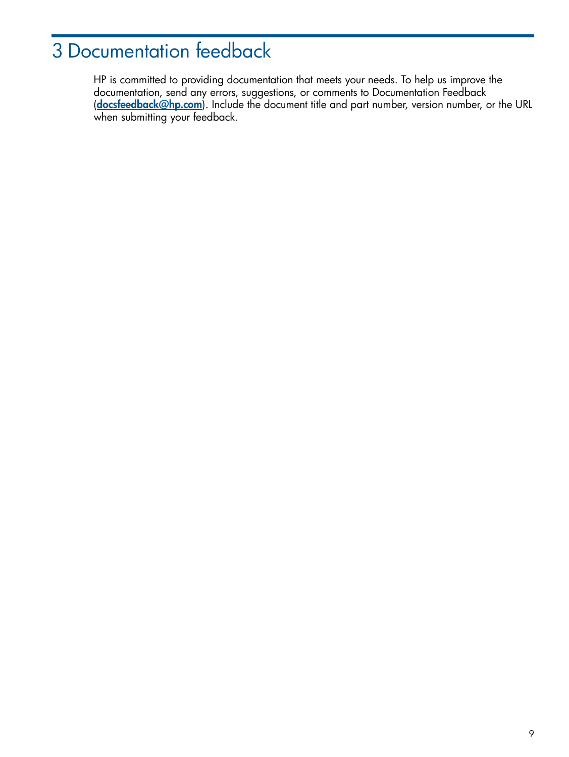# 3 Documentation feedback

HP is committed to providing documentation that meets your needs. To help us improve the documentation, send any errors, suggestions, or comments to Documentation Feedback (**docsfeedback@hp.com**). Include the document title and part number, version number, or the URL when submitting your feedback.